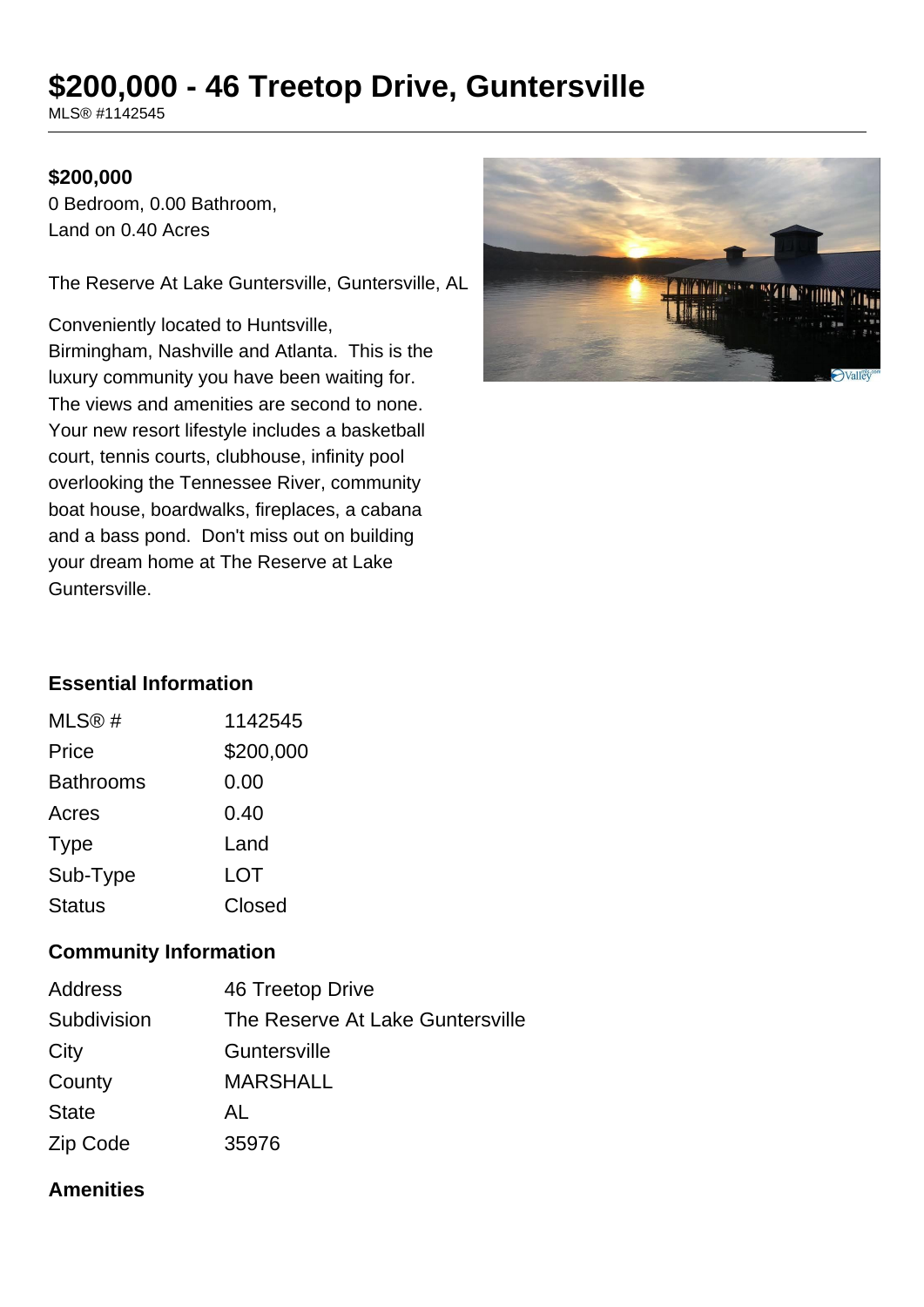# $200,000 - 46 Treetop Drive, Guntersville

MLS® #1142545

**$200,000**

0 Bedroom, 0.00 Bathroom,
Land on 0.40 Acres

The Reserve At Lake Guntersville, Guntersville, AL

Conveniently located to Huntsville, Birmingham, Nashville and Atlanta. This is the luxury community you have been waiting for. The views and amenities are second to none. Your new resort lifestyle includes a basketball court, tennis courts, clubhouse, infinity pool overlooking the Tennessee River, community boat house, boardwalks, fireplaces, a cabana and a bass pond. Don't miss out on building your dream home at The Reserve at Lake Guntersville.

## Essential Information

| | |
|---|---|
| MLS® # | 1142545 |
| Price | $200,000 |
| Bathrooms | 0.00 |
| Acres | 0.40 |
| Type | Land |
| Sub-Type | LOT |
| Status | Closed |

## Community Information

| | |
|---|---|
| Address | 46 Treetop Drive |
| Subdivision | The Reserve At Lake Guntersville |
| City | Guntersville |
| County | MARSHALL |
| State | AL |
| Zip Code | 35976 |

## Amenities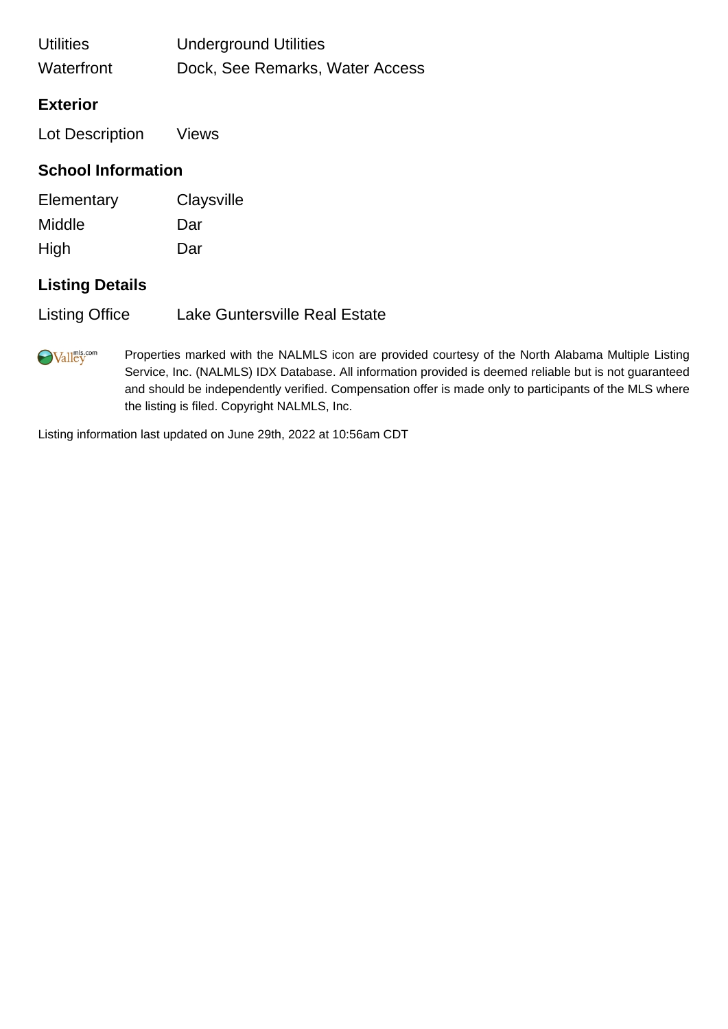| | |
|---|---|
| Utilities | Underground Utilities |
| Waterfront | Dock, See Remarks, Water Access |

### Exterior

| | |
|---|---|
| Lot Description | Views |

### School Information

| | |
|---|---|
| Elementary | Claysville |
| Middle | Dar |
| High | Dar |

### Listing Details

| | |
|---|---|
| Listing Office | Lake Guntersville Real Estate |

Properties marked with the NALMLS icon are provided courtesy of the North Alabama Multiple Listing Service, Inc. (NALMLS) IDX Database. All information provided is deemed reliable but is not guaranteed and should be independently verified. Compensation offer is made only to participants of the MLS where the listing is filed. Copyright NALMLS, Inc.

Listing information last updated on June 29th, 2022 at 10:56am CDT